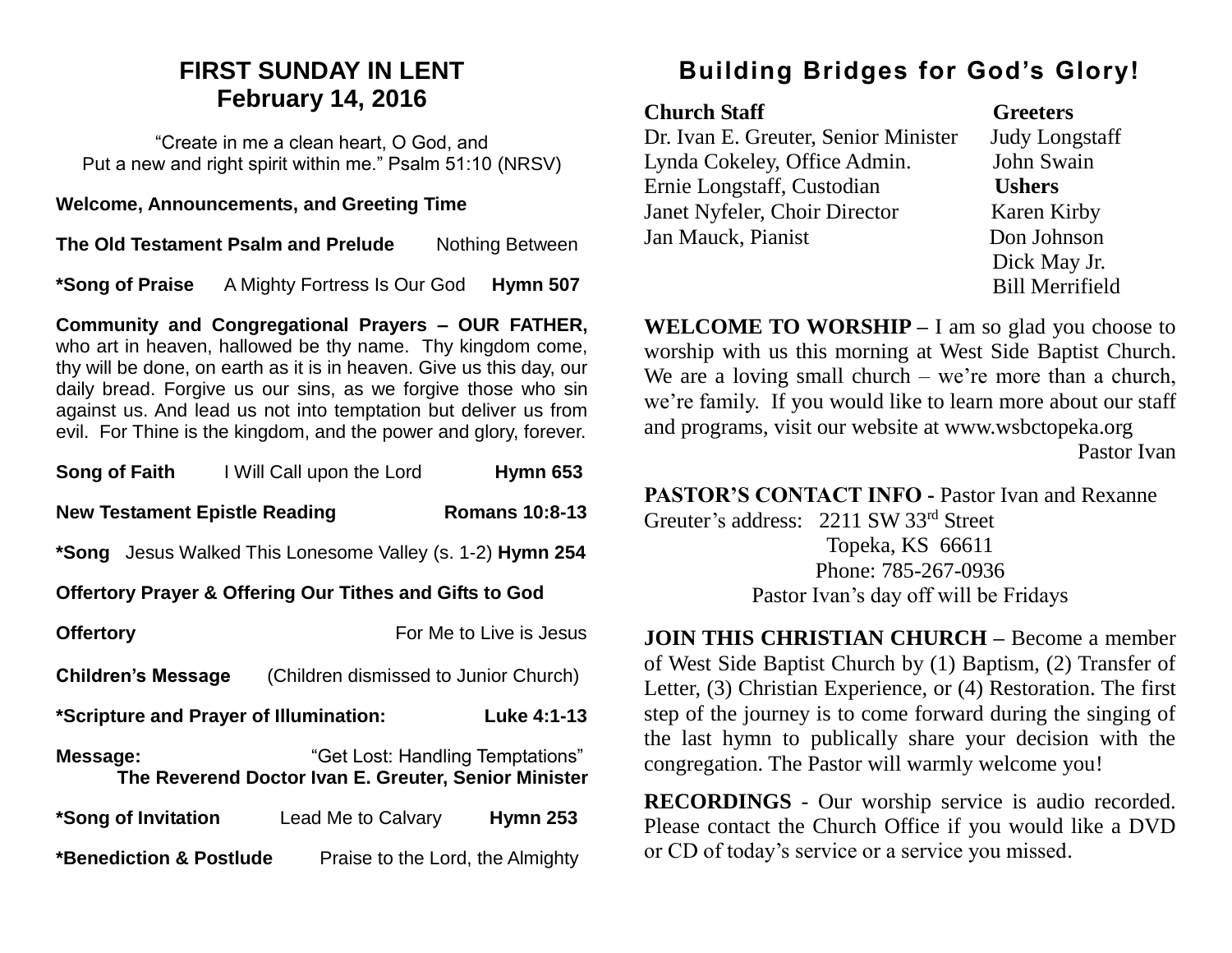# FIRST SUNDAY IN LENT
## February 14, 2016

"Create in me a clean heart, O God, and
Put a new and right spirit within me." Psalm 51:10 (NRSV)

**Welcome, Announcements, and Greeting Time**

**The Old Testament Psalm and Prelude** Nothing Between

***Song of Praise** A Mighty Fortress Is Our God **Hymn 507**

**Community and Congregational Prayers – OUR FATHER,** who art in heaven, hallowed be thy name. Thy kingdom come, thy will be done, on earth as it is in heaven. Give us this day, our daily bread. Forgive us our sins, as we forgive those who sin against us. And lead us not into temptation but deliver us from evil. For Thine is the kingdom, and the power and glory, forever.

**Song of Faith** I Will Call upon the Lord **Hymn 653**

**New Testament Epistle Reading** **Romans 10:8-13**

***Song** Jesus Walked This Lonesome Valley (s. 1-2) **Hymn 254**

**Offertory Prayer & Offering Our Tithes and Gifts to God**

**Offertory** For Me to Live is Jesus

**Children's Message** (Children dismissed to Junior Church)

***Scripture and Prayer of Illumination:** **Luke 4:1-13**

**Message:** "Get Lost: Handling Temptations"
**The Reverend Doctor Ivan E. Greuter, Senior Minister**

***Song of Invitation** Lead Me to Calvary **Hymn 253**

***Benediction & Postlude** Praise to the Lord, the Almighty

# Building Bridges for God's Glory!

**Church Staff**
Dr. Ivan E. Greuter, Senior Minister
Lynda Cokeley, Office Admin.
Ernie Longstaff, Custodian
Janet Nyfeler, Choir Director
Jan Mauck, Pianist

**Greeters**
Judy Longstaff
John Swain

**Ushers**
Karen Kirby
Don Johnson
Dick May Jr.
Bill Merrifield

**WELCOME TO WORSHIP –** I am so glad you choose to worship with us this morning at West Side Baptist Church. We are a loving small church – we're more than a church, we're family. If you would like to learn more about our staff and programs, visit our website at www.wsbctopeka.org
Pastor Ivan

**PASTOR'S CONTACT INFO -** Pastor Ivan and Rexanne Greuter's address: 2211 SW 33rd Street
Topeka, KS 66611
Phone: 785-267-0936
Pastor Ivan's day off will be Fridays

**JOIN THIS CHRISTIAN CHURCH –** Become a member of West Side Baptist Church by (1) Baptism, (2) Transfer of Letter, (3) Christian Experience, or (4) Restoration. The first step of the journey is to come forward during the singing of the last hymn to publically share your decision with the congregation. The Pastor will warmly welcome you!

**RECORDINGS** - Our worship service is audio recorded. Please contact the Church Office if you would like a DVD or CD of today's service or a service you missed.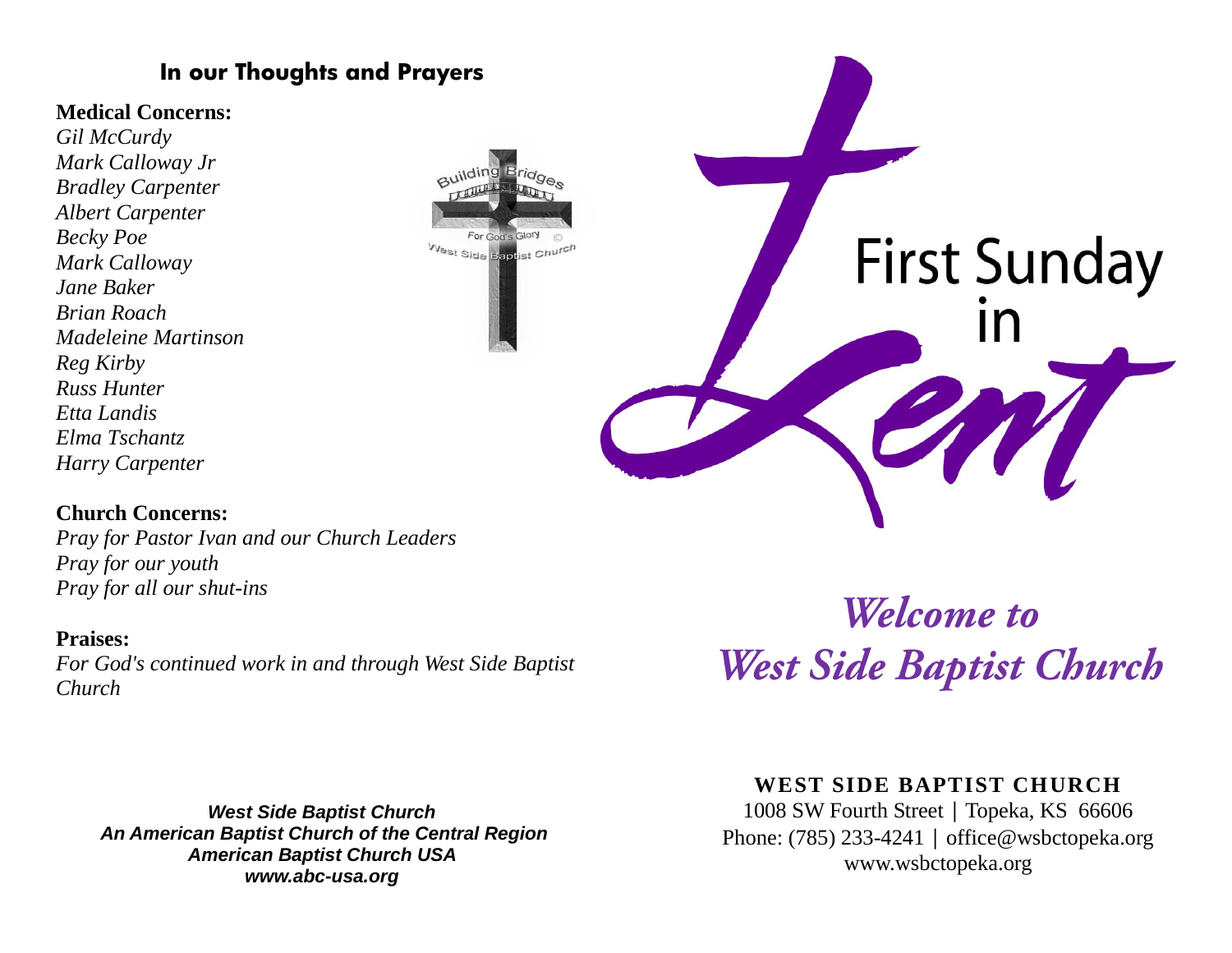## In our Thoughts and Prayers

**Medical Concerns:**

*Gil McCurdy*
*Mark Calloway Jr*
*Bradley Carpenter*
*Albert Carpenter*
*Becky Poe*
*Mark Calloway*
*Jane Baker*
*Brian Roach*
*Madeleine Martinson*
*Reg Kirby*
*Russ Hunter*
*Etta Landis*
*Elma Tschantz*
*Harry Carpenter*

**Church Concerns:**

*Pray for Pastor Ivan and our Church Leaders*
*Pray for our youth*
*Pray for all our shut-ins*

**Praises:**

*For God's continued work in and through West Side Baptist Church*

***West Side Baptist Church***
***An American Baptist Church of the Central Region***
***American Baptist Church USA***
***www.abc-usa.org***

Building Bridges
For God's Glory ©
West Side Baptist Church

# First Sunday in Lent

## *Welcome to West Side Baptist Church*

**WEST SIDE BAPTIST CHURCH**
1008 SW Fourth Street | Topeka, KS 66606
Phone: (785) 233-4241 | office@wsbctopeka.org
www.wsbctopeka.org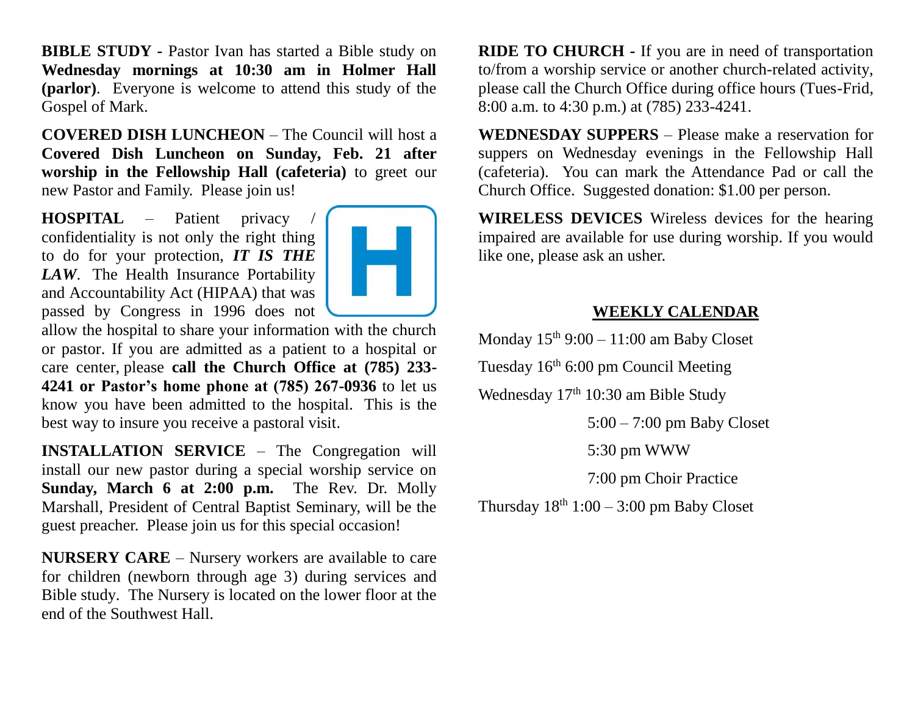**BIBLE STUDY -** Pastor Ivan has started a Bible study on **Wednesday mornings at 10:30 am in Holmer Hall (parlor)**. Everyone is welcome to attend this study of the Gospel of Mark.

**COVERED DISH LUNCHEON** – The Council will host a **Covered Dish Luncheon on Sunday, Feb. 21 after worship in the Fellowship Hall (cafeteria)** to greet our new Pastor and Family. Please join us!

**HOSPITAL** – Patient privacy / confidentiality is not only the right thing to do for your protection, ***IT IS THE LAW***. The Health Insurance Portability and Accountability Act (HIPAA) that was passed by Congress in 1996 does not allow the hospital to share your information with the church or pastor. If you are admitted as a patient to a hospital or care center, please **call the Church Office at (785) 233-4241 or Pastor's home phone at (785) 267-0936** to let us know you have been admitted to the hospital. This is the best way to insure you receive a pastoral visit.

**INSTALLATION SERVICE** – The Congregation will install our new pastor during a special worship service on **Sunday, March 6 at 2:00 p.m.** The Rev. Dr. Molly Marshall, President of Central Baptist Seminary, will be the guest preacher. Please join us for this special occasion!

**NURSERY CARE** – Nursery workers are available to care for children (newborn through age 3) during services and Bible study. The Nursery is located on the lower floor at the end of the Southwest Hall.

**RIDE TO CHURCH -** If you are in need of transportation to/from a worship service or another church-related activity, please call the Church Office during office hours (Tues-Frid, 8:00 a.m. to 4:30 p.m.) at (785) 233-4241.

**WEDNESDAY SUPPERS** – Please make a reservation for suppers on Wednesday evenings in the Fellowship Hall (cafeteria). You can mark the Attendance Pad or call the Church Office. Suggested donation: $1.00 per person.

**WIRELESS DEVICES** Wireless devices for the hearing impaired are available for use during worship. If you would like one, please ask an usher.

## WEEKLY CALENDAR

Monday 15th 9:00 – 11:00 am Baby Closet

Tuesday 16th 6:00 pm Council Meeting

Wednesday 17th 10:30 am Bible Study

5:00 – 7:00 pm Baby Closet

5:30 pm WWW

7:00 pm Choir Practice

Thursday 18th 1:00 – 3:00 pm Baby Closet